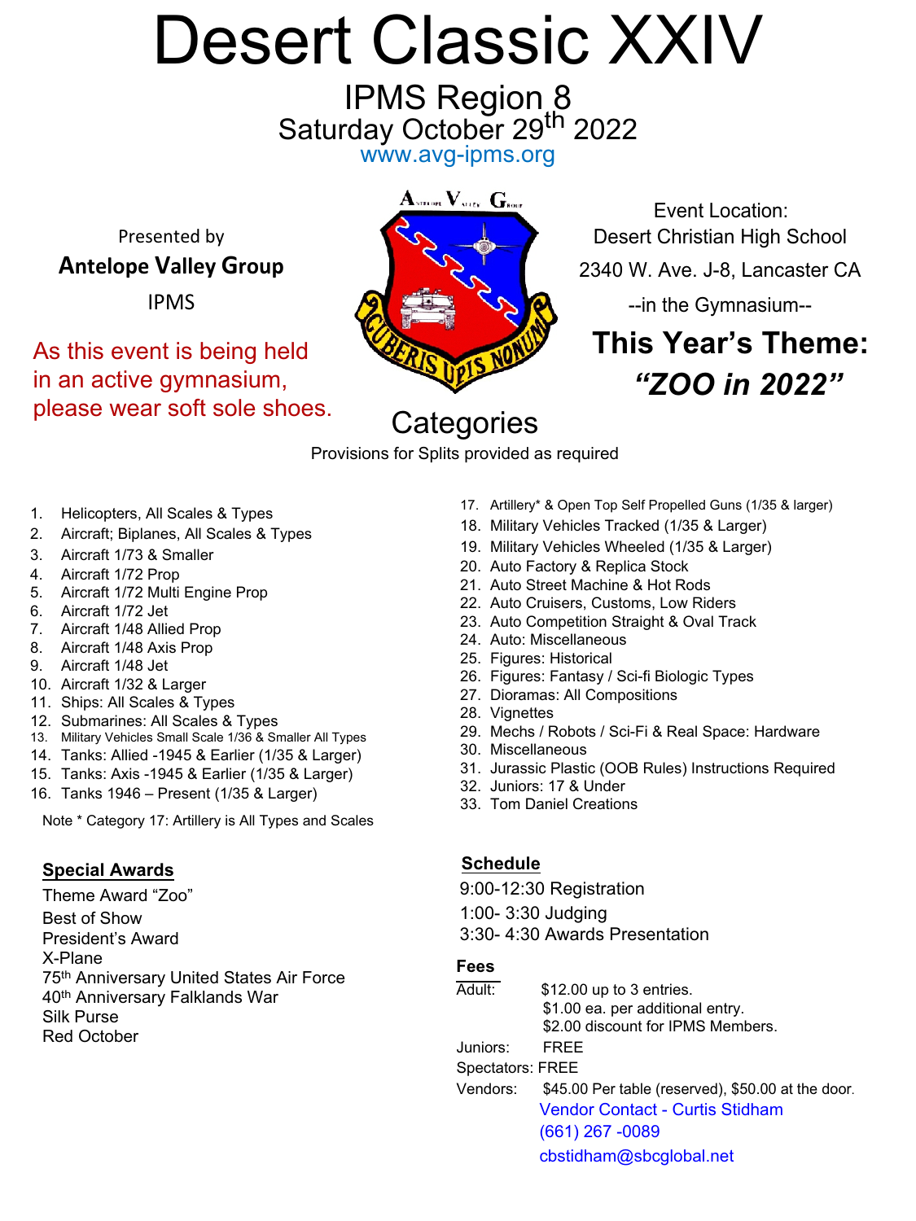# Desert Classic XXIV

## IPMS Region 8

Saturday October 29th 2022

www.avg-ipms.org

Presented by

**Antelope Valley Group**

IPMS

As this event is being held in an active gymnasium, please wear soft sole shoes.

Event Location:
Desert Christian High School
2340 W. Ave. J-8, Lancaster CA
--in the Gymnasium--

## This Year's Theme: *"ZOO in 2022"*

## Categories

Provisions for Splits provided as required

1. Helicopters, All Scales & Types
2. Aircraft; Biplanes, All Scales & Types
3. Aircraft 1/73 & Smaller
4. Aircraft 1/72 Prop
5. Aircraft 1/72 Multi Engine Prop
6. Aircraft 1/72 Jet
7. Aircraft 1/48 Allied Prop
8. Aircraft 1/48 Axis Prop
9. Aircraft 1/48 Jet
10. Aircraft 1/32 & Larger
11. Ships: All Scales & Types
12. Submarines: All Scales & Types
13. Military Vehicles Small Scale 1/36 & Smaller All Types
14. Tanks: Allied -1945 & Earlier (1/35 & Larger)
15. Tanks: Axis -1945 & Earlier (1/35 & Larger)
16. Tanks 1946 – Present (1/35 & Larger)
17. Artillery* & Open Top Self Propelled Guns (1/35 & larger)
18. Military Vehicles Tracked (1/35 & Larger)
19. Military Vehicles Wheeled (1/35 & Larger)
20. Auto Factory & Replica Stock
21. Auto Street Machine & Hot Rods
22. Auto Cruisers, Customs, Low Riders
23. Auto Competition Straight & Oval Track
24. Auto: Miscellaneous
25. Figures: Historical
26. Figures: Fantasy / Sci-fi Biologic Types
27. Dioramas: All Compositions
28. Vignettes
29. Mechs / Robots / Sci-Fi & Real Space: Hardware
30. Miscellaneous
31. Jurassic Plastic (OOB Rules) Instructions Required
32. Juniors: 17 & Under
33. Tom Daniel Creations

Note * Category 17: Artillery is All Types and Scales

### Special Awards

Theme Award "Zoo"
Best of Show
President's Award
X-Plane
75th Anniversary United States Air Force
40th Anniversary Falklands War
Silk Purse
Red October

### Schedule

9:00-12:30 Registration
1:00- 3:30 Judging
3:30- 4:30 Awards Presentation

### Fees

Adult: $12.00 up to 3 entries.
$1.00 ea. per additional entry.
$2.00 discount for IPMS Members.

Juniors: FREE

Spectators: FREE

Vendors: $45.00 Per table (reserved), $50.00 at the door.
Vendor Contact - Curtis Stidham
(661) 267 -0089
cbstidham@sbcglobal.net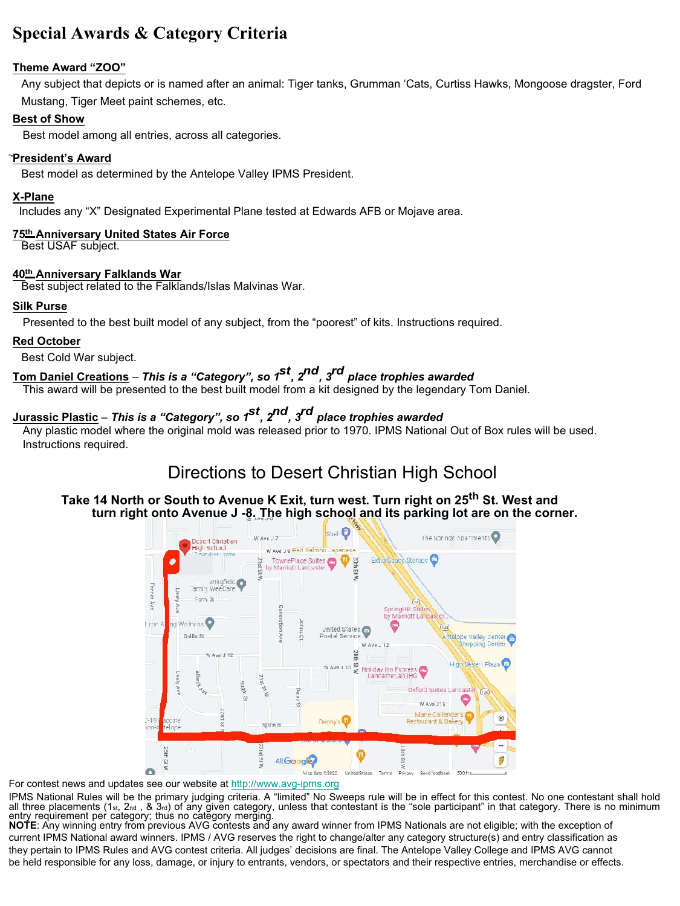# Special Awards & Category Criteria

**Theme Award "ZOO"**

Any subject that depicts or is named after an animal: Tiger tanks, Grumman 'Cats, Curtiss Hawks, Mongoose dragster, Ford Mustang, Tiger Meet paint schemes, etc.

**Best of Show**

Best model among all entries, across all categories.

**President's Award**

Best model as determined by the Antelope Valley IPMS President.

**X-Plane**

Includes any "X" Designated Experimental Plane tested at Edwards AFB or Mojave area.

**75th Anniversary United States Air Force**

Best USAF subject.

**40th Anniversary Falklands War**

Best subject related to the Falklands/Islas Malvinas War.

**Silk Purse**

Presented to the best built model of any subject, from the "poorest" of kits. Instructions required.

**Red October**

Best Cold War subject.

**Tom Daniel Creations** – ***This is a "Category", so 1st, 2nd, 3rd place trophies awarded***

This award will be presented to the best built model from a kit designed by the legendary Tom Daniel.

**Jurassic Plastic** – ***This is a "Category", so 1st, 2nd, 3rd place trophies awarded***

Any plastic model where the original mold was released prior to 1970. IPMS National Out of Box rules will be used. Instructions required.

## Directions to Desert Christian High School

**Take 14 North or South to Avenue K Exit, turn west. Turn right on 25th St. West and turn right onto Avenue J -8. The high school and its parking lot are on the corner.**

For contest news and updates see our website at http://www.avg-ipms.org

IPMS National Rules will be the primary judging criteria. A "limited" No Sweeps rule will be in effect for this contest. No one contestant shall hold all three placements (1st, 2nd , & 3rd) of any given category, unless that contestant is the "sole participant" in that category. There is no minimum entry requirement per category; thus no category merging.

**NOTE**: Any winning entry from previous AVG contests and any award winner from IPMS Nationals are not eligible; with the exception of current IPMS National award winners. IPMS / AVG reserves the right to change/alter any category structure(s) and entry classification as they pertain to IPMS Rules and AVG contest criteria. All judges' decisions are final. The Antelope Valley College and IPMS AVG cannot be held responsible for any loss, damage, or injury to entrants, vendors, or spectators and their respective entries, merchandise or effects.